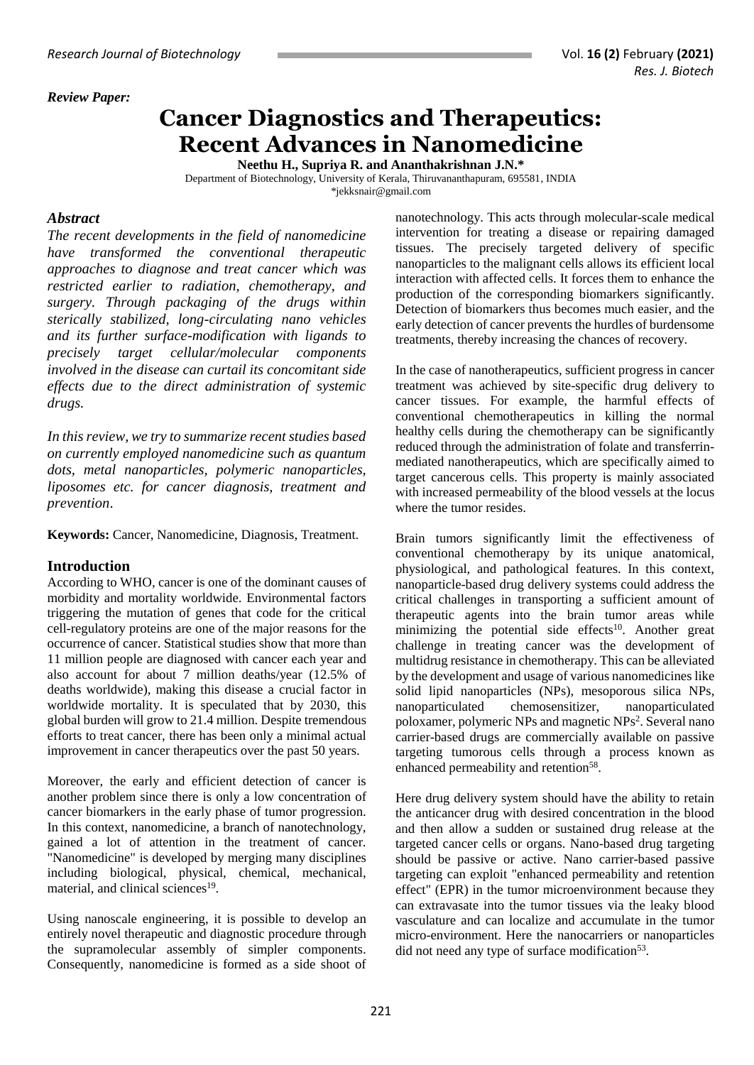*Review Paper:*

# Cancer Diagnostics and Therapeutics: Recent Advances in Nanomedicine

**Neethu H., Supriya R. and Ananthakrishnan J.N.***

Department of Biotechnology, University of Kerala, Thiruvananthapuram, 695581, INDIA

*jekksnair@gmail.com

## *Abstract*

*The recent developments in the field of nanomedicine have transformed the conventional therapeutic approaches to diagnose and treat cancer which was restricted earlier to radiation, chemotherapy, and surgery. Through packaging of the drugs within sterically stabilized, long-circulating nano vehicles and its further surface-modification with ligands to precisely target cellular/molecular components involved in the disease can curtail its concomitant side effects due to the direct administration of systemic drugs.*

*In this review, we try to summarize recent studies based on currently employed nanomedicine such as quantum dots, metal nanoparticles, polymeric nanoparticles, liposomes etc. for cancer diagnosis, treatment and prevention.*

**Keywords:** Cancer, Nanomedicine, Diagnosis, Treatment.

## Introduction

According to WHO, cancer is one of the dominant causes of morbidity and mortality worldwide. Environmental factors triggering the mutation of genes that code for the critical cell-regulatory proteins are one of the major reasons for the occurrence of cancer. Statistical studies show that more than 11 million people are diagnosed with cancer each year and also account for about 7 million deaths/year (12.5% of deaths worldwide), making this disease a crucial factor in worldwide mortality. It is speculated that by 2030, this global burden will grow to 21.4 million. Despite tremendous efforts to treat cancer, there has been only a minimal actual improvement in cancer therapeutics over the past 50 years.

Moreover, the early and efficient detection of cancer is another problem since there is only a low concentration of cancer biomarkers in the early phase of tumor progression. In this context, nanomedicine, a branch of nanotechnology, gained a lot of attention in the treatment of cancer. "Nanomedicine" is developed by merging many disciplines including biological, physical, chemical, mechanical, material, and clinical sciences[19].

Using nanoscale engineering, it is possible to develop an entirely novel therapeutic and diagnostic procedure through the supramolecular assembly of simpler components. Consequently, nanomedicine is formed as a side shoot of nanotechnology. This acts through molecular-scale medical intervention for treating a disease or repairing damaged tissues. The precisely targeted delivery of specific nanoparticles to the malignant cells allows its efficient local interaction with affected cells. It forces them to enhance the production of the corresponding biomarkers significantly. Detection of biomarkers thus becomes much easier, and the early detection of cancer prevents the hurdles of burdensome treatments, thereby increasing the chances of recovery.

In the case of nanotherapeutics, sufficient progress in cancer treatment was achieved by site-specific drug delivery to cancer tissues. For example, the harmful effects of conventional chemotherapeutics in killing the normal healthy cells during the chemotherapy can be significantly reduced through the administration of folate and transferrin-mediated nanotherapeutics, which are specifically aimed to target cancerous cells. This property is mainly associated with increased permeability of the blood vessels at the locus where the tumor resides.

Brain tumors significantly limit the effectiveness of conventional chemotherapy by its unique anatomical, physiological, and pathological features. In this context, nanoparticle-based drug delivery systems could address the critical challenges in transporting a sufficient amount of therapeutic agents into the brain tumor areas while minimizing the potential side effects[10]. Another great challenge in treating cancer was the development of multidrug resistance in chemotherapy. This can be alleviated by the development and usage of various nanomedicines like solid lipid nanoparticles (NPs), mesoporous silica NPs, nanoparticulated chemosensitizer, nanoparticulated poloxamer, polymeric NPs and magnetic NPs[2]. Several nano carrier-based drugs are commercially available on passive targeting tumorous cells through a process known as enhanced permeability and retention[58].

Here drug delivery system should have the ability to retain the anticancer drug with desired concentration in the blood and then allow a sudden or sustained drug release at the targeted cancer cells or organs. Nano-based drug targeting should be passive or active. Nano carrier-based passive targeting can exploit "enhanced permeability and retention effect" (EPR) in the tumor microenvironment because they can extravasate into the tumor tissues via the leaky blood vasculature and can localize and accumulate in the tumor micro-environment. Here the nanocarriers or nanoparticles did not need any type of surface modification[53].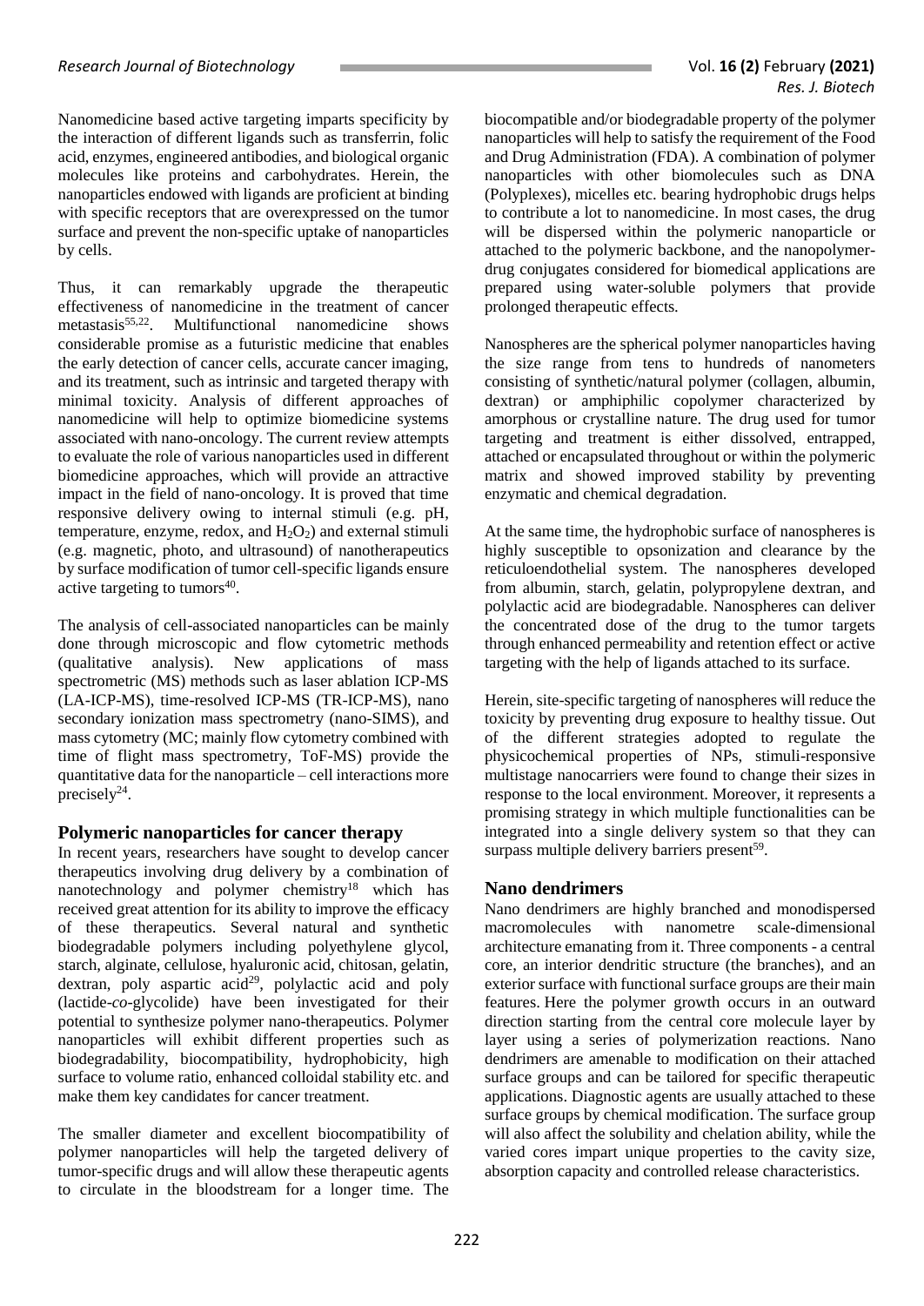Nanomedicine based active targeting imparts specificity by the interaction of different ligands such as transferrin, folic acid, enzymes, engineered antibodies, and biological organic molecules like proteins and carbohydrates. Herein, the nanoparticles endowed with ligands are proficient at binding with specific receptors that are overexpressed on the tumor surface and prevent the non-specific uptake of nanoparticles by cells.

Thus, it can remarkably upgrade the therapeutic effectiveness of nanomedicine in the treatment of cancer metastasis[55,22]. Multifunctional nanomedicine shows considerable promise as a futuristic medicine that enables the early detection of cancer cells, accurate cancer imaging, and its treatment, such as intrinsic and targeted therapy with minimal toxicity. Analysis of different approaches of nanomedicine will help to optimize biomedicine systems associated with nano-oncology. The current review attempts to evaluate the role of various nanoparticles used in different biomedicine approaches, which will provide an attractive impact in the field of nano-oncology. It is proved that time responsive delivery owing to internal stimuli (e.g. pH, temperature, enzyme, redox, and $H_2O_2$) and external stimuli (e.g. magnetic, photo, and ultrasound) of nanotherapeutics by surface modification of tumor cell-specific ligands ensure active targeting to tumors[40].

The analysis of cell-associated nanoparticles can be mainly done through microscopic and flow cytometric methods (qualitative analysis). New applications of mass spectrometric (MS) methods such as laser ablation ICP-MS (LA-ICP-MS), time-resolved ICP-MS (TR-ICP-MS), nano secondary ionization mass spectrometry (nano-SIMS), and mass cytometry (MC; mainly flow cytometry combined with time of flight mass spectrometry, ToF-MS) provide the quantitative data for the nanoparticle – cell interactions more precisely[24].

## Polymeric nanoparticles for cancer therapy

In recent years, researchers have sought to develop cancer therapeutics involving drug delivery by a combination of nanotechnology and polymer chemistry[18] which has received great attention for its ability to improve the efficacy of these therapeutics. Several natural and synthetic biodegradable polymers including polyethylene glycol, starch, alginate, cellulose, hyaluronic acid, chitosan, gelatin, dextran, poly aspartic acid[29], polylactic acid and poly (lactide-*co*-glycolide) have been investigated for their potential to synthesize polymer nano-therapeutics. Polymer nanoparticles will exhibit different properties such as biodegradability, biocompatibility, hydrophobicity, high surface to volume ratio, enhanced colloidal stability etc. and make them key candidates for cancer treatment.

The smaller diameter and excellent biocompatibility of polymer nanoparticles will help the targeted delivery of tumor-specific drugs and will allow these therapeutic agents to circulate in the bloodstream for a longer time. The biocompatible and/or biodegradable property of the polymer nanoparticles will help to satisfy the requirement of the Food and Drug Administration (FDA). A combination of polymer nanoparticles with other biomolecules such as DNA (Polyplexes), micelles etc. bearing hydrophobic drugs helps to contribute a lot to nanomedicine. In most cases, the drug will be dispersed within the polymeric nanoparticle or attached to the polymeric backbone, and the nanopolymer-drug conjugates considered for biomedical applications are prepared using water-soluble polymers that provide prolonged therapeutic effects.

Nanospheres are the spherical polymer nanoparticles having the size range from tens to hundreds of nanometers consisting of synthetic/natural polymer (collagen, albumin, dextran) or amphiphilic copolymer characterized by amorphous or crystalline nature. The drug used for tumor targeting and treatment is either dissolved, entrapped, attached or encapsulated throughout or within the polymeric matrix and showed improved stability by preventing enzymatic and chemical degradation.

At the same time, the hydrophobic surface of nanospheres is highly susceptible to opsonization and clearance by the reticuloendothelial system. The nanospheres developed from albumin, starch, gelatin, polypropylene dextran, and polylactic acid are biodegradable. Nanospheres can deliver the concentrated dose of the drug to the tumor targets through enhanced permeability and retention effect or active targeting with the help of ligands attached to its surface.

Herein, site-specific targeting of nanospheres will reduce the toxicity by preventing drug exposure to healthy tissue. Out of the different strategies adopted to regulate the physicochemical properties of NPs, stimuli-responsive multistage nanocarriers were found to change their sizes in response to the local environment. Moreover, it represents a promising strategy in which multiple functionalities can be integrated into a single delivery system so that they can surpass multiple delivery barriers present[59].

## Nano dendrimers

Nano dendrimers are highly branched and monodispersed macromolecules with nanometre scale-dimensional architecture emanating from it. Three components - a central core, an interior dendritic structure (the branches), and an exterior surface with functional surface groups are their main features. Here the polymer growth occurs in an outward direction starting from the central core molecule layer by layer using a series of polymerization reactions. Nano dendrimers are amenable to modification on their attached surface groups and can be tailored for specific therapeutic applications. Diagnostic agents are usually attached to these surface groups by chemical modification. The surface group will also affect the solubility and chelation ability, while the varied cores impart unique properties to the cavity size, absorption capacity and controlled release characteristics.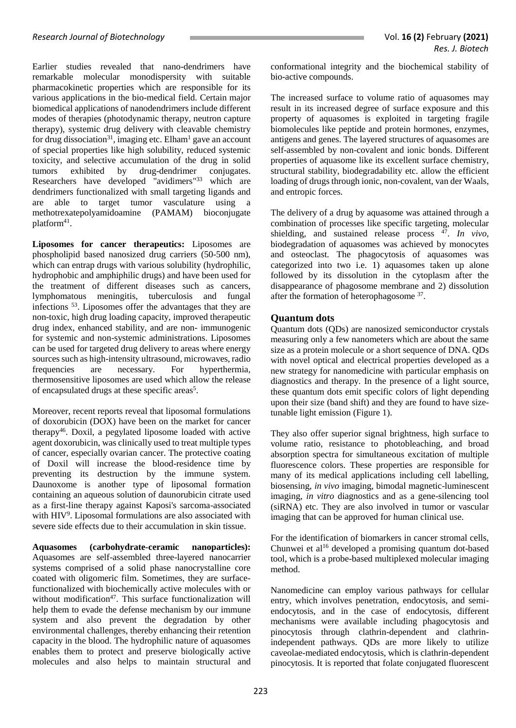Earlier studies revealed that nano-dendrimers have remarkable molecular monodispersity with suitable pharmacokinetic properties which are responsible for its various applications in the bio-medical field. Certain major biomedical applications of nanodendrimers include different modes of therapies (photodynamic therapy, neutron capture therapy), systemic drug delivery with cleavable chemistry for drug dissociation[31], imaging etc. Elham[1] gave an account of special properties like high solubility, reduced systemic toxicity, and selective accumulation of the drug in solid tumors exhibited by drug-dendrimer conjugates. Researchers have developed "avidimers"[33] which are dendrimers functionalized with small targeting ligands and are able to target tumor vasculature using a methotrexatepolyamidoamine (PAMAM) bioconjugate platform[41].

**Liposomes for cancer therapeutics:** Liposomes are phospholipid based nanosized drug carriers (50-500 nm), which can entrap drugs with various solubility (hydrophilic, hydrophobic and amphiphilic drugs) and have been used for the treatment of different diseases such as cancers, lymphomatous meningitis, tuberculosis and fungal infections [53]. Liposomes offer the advantages that they are non-toxic, high drug loading capacity, improved therapeutic drug index, enhanced stability, and are non- immunogenic for systemic and non-systemic administrations. Liposomes can be used for targeted drug delivery to areas where energy sources such as high-intensity ultrasound, microwaves, radio frequencies are necessary. For hyperthermia, thermosensitive liposomes are used which allow the release of encapsulated drugs at these specific areas[5].

Moreover, recent reports reveal that liposomal formulations of doxorubicin (DOX) have been on the market for cancer therapy[46]. Doxil, a pegylated liposome loaded with active agent doxorubicin, was clinically used to treat multiple types of cancer, especially ovarian cancer. The protective coating of Doxil will increase the blood-residence time by preventing its destruction by the immune system. Daunoxome is another type of liposomal formation containing an aqueous solution of daunorubicin citrate used as a first-line therapy against Kaposi's sarcoma-associated with HIV[9]. Liposomal formulations are also associated with severe side effects due to their accumulation in skin tissue.

**Aquasomes (carbohydrate-ceramic nanoparticles):** Aquasomes are self-assembled three-layered nanocarrier systems comprised of a solid phase nanocrystalline core coated with oligomeric film. Sometimes, they are surface-functionalized with biochemically active molecules with or without modification[47]. This surface functionalization will help them to evade the defense mechanism by our immune system and also prevent the degradation by other environmental challenges, thereby enhancing their retention capacity in the blood. The hydrophilic nature of aquasomes enables them to protect and preserve biologically active molecules and also helps to maintain structural and conformational integrity and the biochemical stability of bio-active compounds.

The increased surface to volume ratio of aquasomes may result in its increased degree of surface exposure and this property of aquasomes is exploited in targeting fragile biomolecules like peptide and protein hormones, enzymes, antigens and genes. The layered structures of aquasomes are self-assembled by non-covalent and ionic bonds. Different properties of aquasome like its excellent surface chemistry, structural stability, biodegradability etc. allow the efficient loading of drugs through ionic, non-covalent, van der Waals, and entropic forces.

The delivery of a drug by aquasome was attained through a combination of processes like specific targeting, molecular shielding, and sustained release process [47]. *In vivo,* biodegradation of aquasomes was achieved by monocytes and osteoclast. The phagocytosis of aquasomes was categorized into two i.e. 1) aquasomes taken up alone followed by its dissolution in the cytoplasm after the disappearance of phagosome membrane and 2) dissolution after the formation of heterophagosome [37].

## Quantum dots

Quantum dots (QDs) are nanosized semiconductor crystals measuring only a few nanometers which are about the same size as a protein molecule or a short sequence of DNA. QDs with novel optical and electrical properties developed as a new strategy for nanomedicine with particular emphasis on diagnostics and therapy. In the presence of a light source, these quantum dots emit specific colors of light depending upon their size (band shift) and they are found to have size-tunable light emission (Figure 1).

They also offer superior signal brightness, high surface to volume ratio, resistance to photobleaching, and broad absorption spectra for simultaneous excitation of multiple fluorescence colors. These properties are responsible for many of its medical applications including cell labelling, biosensing, *in vivo* imaging, bimodal magnetic-luminescent imaging, *in vitro* diagnostics and as a gene-silencing tool (siRNA) etc. They are also involved in tumor or vascular imaging that can be approved for human clinical use.

For the identification of biomarkers in cancer stromal cells, Chunwei et al[16] developed a promising quantum dot-based tool, which is a probe-based multiplexed molecular imaging method.

Nanomedicine can employ various pathways for cellular entry, which involves penetration, endocytosis, and semi-endocytosis, and in the case of endocytosis, different mechanisms were available including phagocytosis and pinocytosis through clathrin-dependent and clathrin-independent pathways. QDs are more likely to utilize caveolae-mediated endocytosis, which is clathrin-dependent pinocytosis. It is reported that folate conjugated fluorescent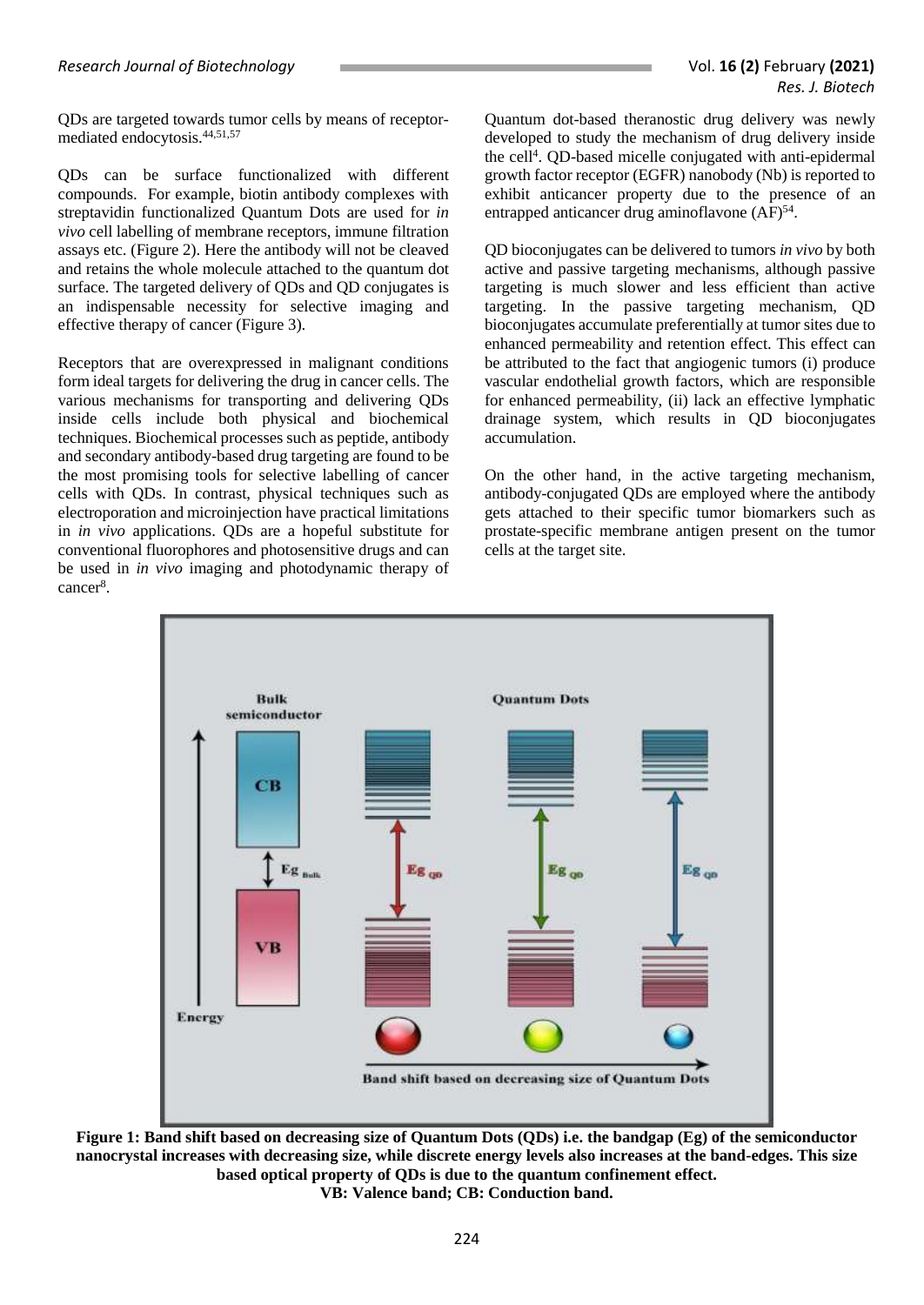QDs are targeted towards tumor cells by means of receptor-mediated endocytosis.[44,51,57]

QDs can be surface functionalized with different compounds. For example, biotin antibody complexes with streptavidin functionalized Quantum Dots are used for *in vivo* cell labelling of membrane receptors, immune filtration assays etc. (Figure 2). Here the antibody will not be cleaved and retains the whole molecule attached to the quantum dot surface. The targeted delivery of QDs and QD conjugates is an indispensable necessity for selective imaging and effective therapy of cancer (Figure 3).

Receptors that are overexpressed in malignant conditions form ideal targets for delivering the drug in cancer cells. The various mechanisms for transporting and delivering QDs inside cells include both physical and biochemical techniques. Biochemical processes such as peptide, antibody and secondary antibody-based drug targeting are found to be the most promising tools for selective labelling of cancer cells with QDs. In contrast, physical techniques such as electroporation and microinjection have practical limitations in *in vivo* applications. QDs are a hopeful substitute for conventional fluorophores and photosensitive drugs and can be used in *in vivo* imaging and photodynamic therapy of cancer[8].

Quantum dot-based theranostic drug delivery was newly developed to study the mechanism of drug delivery inside the cell[4]. QD-based micelle conjugated with anti-epidermal growth factor receptor (EGFR) nanobody (Nb) is reported to exhibit anticancer property due to the presence of an entrapped anticancer drug aminoflavone (AF)[54].

QD bioconjugates can be delivered to tumors *in vivo* by both active and passive targeting mechanisms, although passive targeting is much slower and less efficient than active targeting. In the passive targeting mechanism, QD bioconjugates accumulate preferentially at tumor sites due to enhanced permeability and retention effect. This effect can be attributed to the fact that angiogenic tumors (i) produce vascular endothelial growth factors, which are responsible for enhanced permeability, (ii) lack an effective lymphatic drainage system, which results in QD bioconjugates accumulation.

On the other hand, in the active targeting mechanism, antibody-conjugated QDs are employed where the antibody gets attached to their specific tumor biomarkers such as prostate-specific membrane antigen present on the tumor cells at the target site.

**Figure 1: Band shift based on decreasing size of Quantum Dots (QDs) i.e. the bandgap (Eg) of the semiconductor nanocrystal increases with decreasing size, while discrete energy levels also increases at the band-edges. This size based optical property of QDs is due to the quantum confinement effect.**
**VB: Valence band; CB: Conduction band.**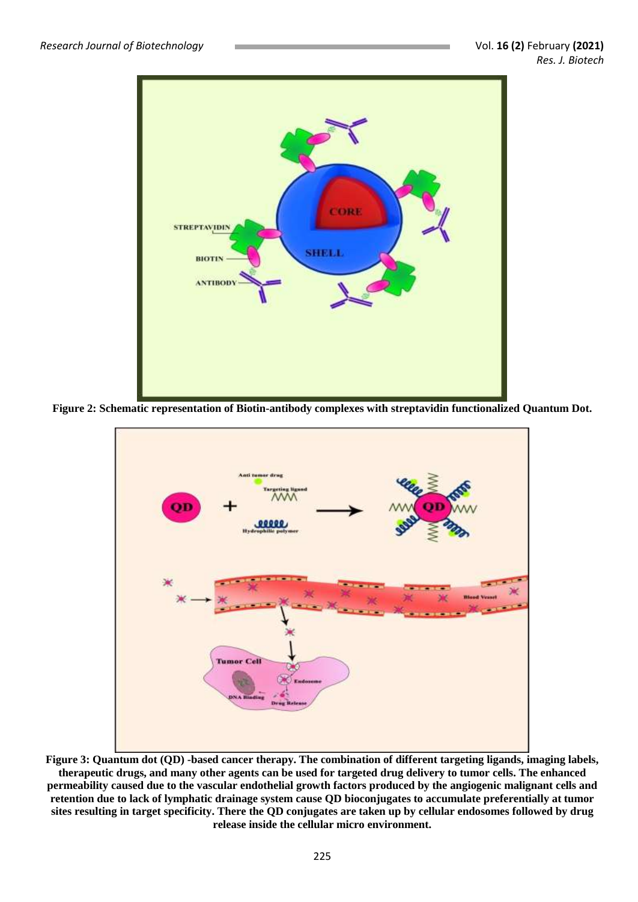**Figure 2: Schematic representation of Biotin-antibody complexes with streptavidin functionalized Quantum Dot.**

**Figure 3: Quantum dot (QD) -based cancer therapy. The combination of different targeting ligands, imaging labels, therapeutic drugs, and many other agents can be used for targeted drug delivery to tumor cells. The enhanced permeability caused due to the vascular endothelial growth factors produced by the angiogenic malignant cells and retention due to lack of lymphatic drainage system cause QD bioconjugates to accumulate preferentially at tumor sites resulting in target specificity. There the QD conjugates are taken up by cellular endosomes followed by drug release inside the cellular micro environment.**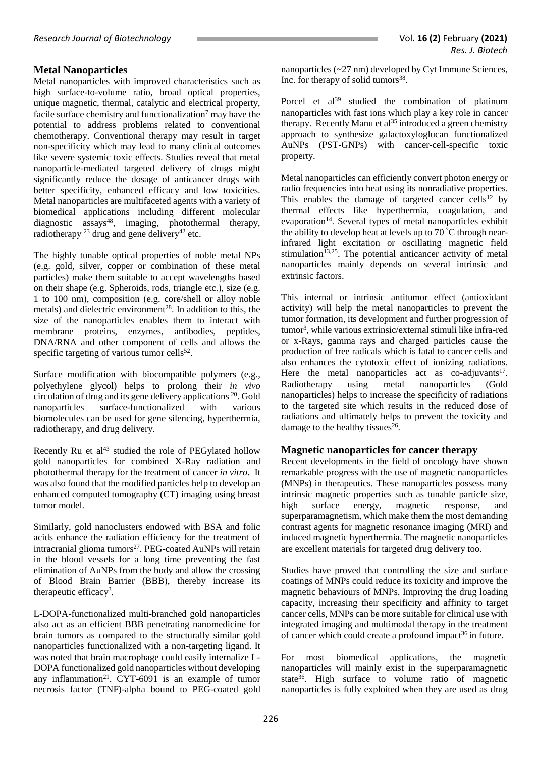## Metal Nanoparticles

Metal nanoparticles with improved characteristics such as high surface-to-volume ratio, broad optical properties, unique magnetic, thermal, catalytic and electrical property, facile surface chemistry and functionalization[7] may have the potential to address problems related to conventional chemotherapy. Conventional therapy may result in target non-specificity which may lead to many clinical outcomes like severe systemic toxic effects. Studies reveal that metal nanoparticle-mediated targeted delivery of drugs might significantly reduce the dosage of anticancer drugs with better specificity, enhanced efficacy and low toxicities. Metal nanoparticles are multifaceted agents with a variety of biomedical applications including different molecular diagnostic assays[48], imaging, photothermal therapy, radiotherapy [23] drug and gene delivery[42] etc.

The highly tunable optical properties of noble metal NPs (e.g. gold, silver, copper or combination of these metal particles) make them suitable to accept wavelengths based on their shape (e.g. Spheroids, rods, triangle etc.), size (e.g. 1 to 100 nm), composition (e.g. core/shell or alloy noble metals) and dielectric environment[28]. In addition to this, the size of the nanoparticles enables them to interact with membrane proteins, enzymes, antibodies, peptides, DNA/RNA and other component of cells and allows the specific targeting of various tumor cells[52].

Surface modification with biocompatible polymers (e.g., polyethylene glycol) helps to prolong their *in vivo* circulation of drug and its gene delivery applications [20]. Gold nanoparticles surface-functionalized with various biomolecules can be used for gene silencing, hyperthermia, radiotherapy, and drug delivery.

Recently Ru et al[43] studied the role of PEGylated hollow gold nanoparticles for combined X-Ray radiation and photothermal therapy for the treatment of cancer *in vitro*. It was also found that the modified particles help to develop an enhanced computed tomography (CT) imaging using breast tumor model.

Similarly, gold nanoclusters endowed with BSA and folic acids enhance the radiation efficiency for the treatment of intracranial glioma tumors[27]. PEG-coated AuNPs will retain in the blood vessels for a long time preventing the fast elimination of AuNPs from the body and allow the crossing of Blood Brain Barrier (BBB), thereby increase its therapeutic efficacy[3].

L-DOPA-functionalized multi-branched gold nanoparticles also act as an efficient BBB penetrating nanomedicine for brain tumors as compared to the structurally similar gold nanoparticles functionalized with a non-targeting ligand. It was noted that brain macrophage could easily internalize L-DOPA functionalized gold nanoparticles without developing any inflammation[21]. CYT-6091 is an example of tumor necrosis factor (TNF)-alpha bound to PEG-coated gold nanoparticles (~27 nm) developed by Cyt Immune Sciences, Inc. for therapy of solid tumors[38].

Porcel et al[39] studied the combination of platinum nanoparticles with fast ions which play a key role in cancer therapy. Recently Manu et al[35] introduced a green chemistry approach to synthesize galactoxyloglucan functionalized AuNPs (PST-GNPs) with cancer-cell-specific toxic property.

Metal nanoparticles can efficiently convert photon energy or radio frequencies into heat using its nonradiative properties. This enables the damage of targeted cancer cells[12] by thermal effects like hyperthermia, coagulation, and evaporation[14]. Several types of metal nanoparticles exhibit the ability to develop heat at levels up to 70 °C through near-infrared light excitation or oscillating magnetic field stimulation[13,25]. The potential anticancer activity of metal nanoparticles mainly depends on several intrinsic and extrinsic factors.

This internal or intrinsic antitumor effect (antioxidant activity) will help the metal nanoparticles to prevent the tumor formation, its development and further progression of tumor[3], while various extrinsic/external stimuli like infra-red or x-Rays, gamma rays and charged particles cause the production of free radicals which is fatal to cancer cells and also enhances the cytotoxic effect of ionizing radiations. Here the metal nanoparticles act as co-adjuvants[17]. Radiotherapy using metal nanoparticles (Gold nanoparticles) helps to increase the specificity of radiations to the targeted site which results in the reduced dose of radiations and ultimately helps to prevent the toxicity and damage to the healthy tissues[26].

## Magnetic nanoparticles for cancer therapy

Recent developments in the field of oncology have shown remarkable progress with the use of magnetic nanoparticles (MNPs) in therapeutics. These nanoparticles possess many intrinsic magnetic properties such as tunable particle size, high surface energy, magnetic response, and superparamagnetism, which make them the most demanding contrast agents for magnetic resonance imaging (MRI) and induced magnetic hyperthermia. The magnetic nanoparticles are excellent materials for targeted drug delivery too.

Studies have proved that controlling the size and surface coatings of MNPs could reduce its toxicity and improve the magnetic behaviours of MNPs. Improving the drug loading capacity, increasing their specificity and affinity to target cancer cells, MNPs can be more suitable for clinical use with integrated imaging and multimodal therapy in the treatment of cancer which could create a profound impact[36] in future.

For most biomedical applications, the magnetic nanoparticles will mainly exist in the superparamagnetic state[36]. High surface to volume ratio of magnetic nanoparticles is fully exploited when they are used as drug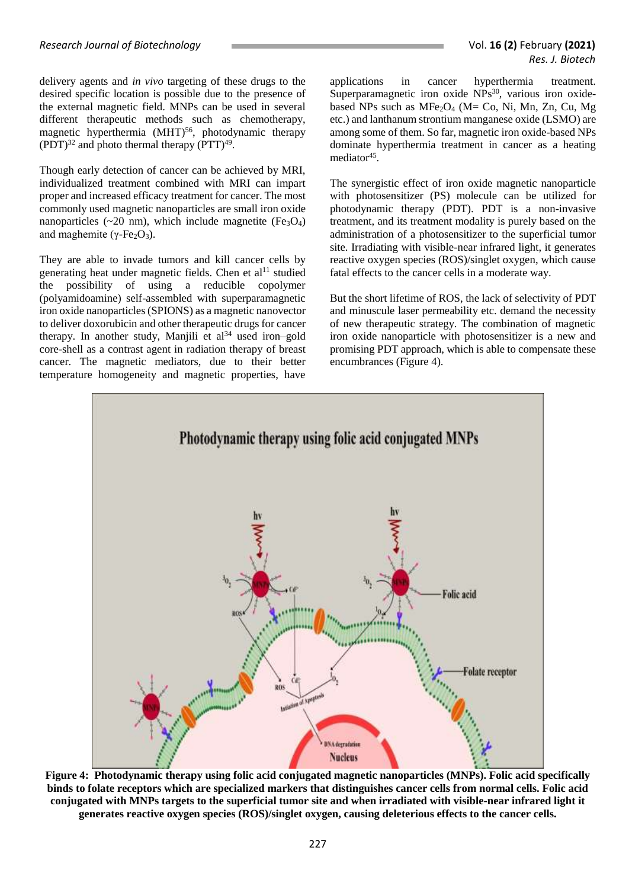delivery agents and *in vivo* targeting of these drugs to the desired specific location is possible due to the presence of the external magnetic field. MNPs can be used in several different therapeutic methods such as chemotherapy, magnetic hyperthermia (MHT)[56], photodynamic therapy (PDT)[32] and photo thermal therapy (PTT)[49].

Though early detection of cancer can be achieved by MRI, individualized treatment combined with MRI can impart proper and increased efficacy treatment for cancer. The most commonly used magnetic nanoparticles are small iron oxide nanoparticles (~20 nm), which include magnetite ($Fe_3O_4$) and maghemite ($\gamma$-$Fe_2O_3$).

They are able to invade tumors and kill cancer cells by generating heat under magnetic fields. Chen et al[11] studied the possibility of using a reducible copolymer (polyamidoamine) self-assembled with superparamagnetic iron oxide nanoparticles (SPIONS) as a magnetic nanovector to deliver doxorubicin and other therapeutic drugs for cancer therapy. In another study, Manjili et al[34] used iron–gold core-shell as a contrast agent in radiation therapy of breast cancer. The magnetic mediators, due to their better temperature homogeneity and magnetic properties, have applications in cancer hyperthermia treatment. Superparamagnetic iron oxide NPs[30], various iron oxide-based NPs such as $MFe_2O_4$ (M= Co, Ni, Mn, Zn, Cu, Mg etc.) and lanthanum strontium manganese oxide (LSMO) are among some of them. So far, magnetic iron oxide-based NPs dominate hyperthermia treatment in cancer as a heating mediator[45].

The synergistic effect of iron oxide magnetic nanoparticle with photosensitizer (PS) molecule can be utilized for photodynamic therapy (PDT). PDT is a non-invasive treatment, and its treatment modality is purely based on the administration of a photosensitizer to the superficial tumor site. Irradiating with visible-near infrared light, it generates reactive oxygen species (ROS)/singlet oxygen, which cause fatal effects to the cancer cells in a moderate way.

But the short lifetime of ROS, the lack of selectivity of PDT and minuscule laser permeability etc. demand the necessity of new therapeutic strategy. The combination of magnetic iron oxide nanoparticle with photosensitizer is a new and promising PDT approach, which is able to compensate these encumbrances (Figure 4).

**Figure 4: Photodynamic therapy using folic acid conjugated magnetic nanoparticles (MNPs). Folic acid specifically binds to folate receptors which are specialized markers that distinguishes cancer cells from normal cells. Folic acid conjugated with MNPs targets to the superficial tumor site and when irradiated with visible-near infrared light it generates reactive oxygen species (ROS)/singlet oxygen, causing deleterious effects to the cancer cells.**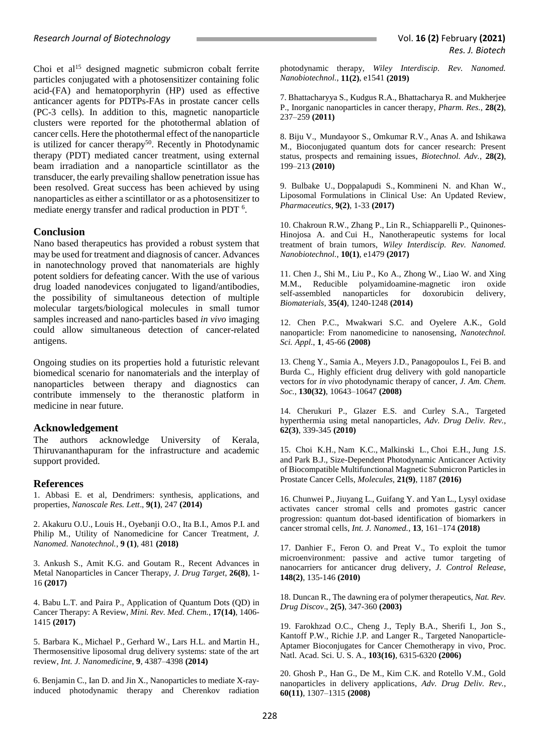Choi et al[15] designed magnetic submicron cobalt ferrite particles conjugated with a photosensitizer containing folic acid-(FA) and hematoporphyrin (HP) used as effective anticancer agents for PDTPs-FAs in prostate cancer cells (PC-3 cells). In addition to this, magnetic nanoparticle clusters were reported for the photothermal ablation of cancer cells. Here the photothermal effect of the nanoparticle is utilized for cancer therapy[50]. Recently in Photodynamic therapy (PDT) mediated cancer treatment, using external beam irradiation and a nanoparticle scintillator as the transducer, the early prevailing shallow penetration issue has been resolved. Great success has been achieved by using nanoparticles as either a scintillator or as a photosensitizer to mediate energy transfer and radical production in PDT [6].

## Conclusion

Nano based therapeutics has provided a robust system that may be used for treatment and diagnosis of cancer. Advances in nanotechnology proved that nanomaterials are highly potent soldiers for defeating cancer. With the use of various drug loaded nanodevices conjugated to ligand/antibodies, the possibility of simultaneous detection of multiple molecular targets/biological molecules in small tumor samples increased and nano-particles based *in vivo* imaging could allow simultaneous detection of cancer-related antigens.

Ongoing studies on its properties hold a futuristic relevant biomedical scenario for nanomaterials and the interplay of nanoparticles between therapy and diagnostics can contribute immensely to the theranostic platform in medicine in near future.

## Acknowledgement

The authors acknowledge University of Kerala, Thiruvananthapuram for the infrastructure and academic support provided.

## References

1. Abbasi E. et al, Dendrimers: synthesis, applications, and properties, *Nanoscale Res. Lett*., **9(1)**, 247 **(2014)**

2. Akakuru O.U., Louis H., Oyebanji O.O., Ita B.I., Amos P.I. and Philip M., Utility of Nanomedicine for Cancer Treatment, *J. Nanomed. Nanotechnol.*, **9 (1)**, 481 **(2018)**

3. Ankush S., Amit K.G. and Goutam R., Recent Advances in Metal Nanoparticles in Cancer Therapy, *J. Drug Target*, **26(8)**, 1-16 **(2017)**

4. Babu L.T. and Paira P., Application of Quantum Dots (QD) in Cancer Therapy: A Review, *Mini. Rev. Med. Chem.*, **17(14)**, 1406-1415 **(2017)**

5. Barbara K., Michael P., Gerhard W., Lars H.L. and Martin H., Thermosensitive liposomal drug delivery systems: state of the art review, *Int. J. Nanomedicine*, **9**, 4387–4398 **(2014)**

6. Benjamin C., Ian D. and Jin X., Nanoparticles to mediate X-ray-induced photodynamic therapy and Cherenkov radiation photodynamic therapy, *Wiley Interdiscip. Rev. Nanomed. Nanobiotechnol.*, **11(2)**, e1541 **(2019)**

7. Bhattacharyya S., Kudgus R.A., Bhattacharya R. and Mukherjee P., Inorganic nanoparticles in cancer therapy, *Pharm. Res.*, **28(2)**, 237–259 **(2011)**

8. Biju V., Mundayoor S., Omkumar R.V., Anas A. and Ishikawa M., Bioconjugated quantum dots for cancer research: Present status, prospects and remaining issues, *Biotechnol. Adv.*, **28(2)**, 199–213 **(2010)**

9. Bulbake U., Doppalapudi S., Kommineni N. and Khan W., Liposomal Formulations in Clinical Use: An Updated Review, *Pharmaceutics*, **9(2)**, 1-33 **(2017)**

10. Chakroun R.W., Zhang P., Lin R., Schiapparelli P., Quinones-Hinojosa A. and Cui H., Nanotherapeutic systems for local treatment of brain tumors, *Wiley Interdiscip. Rev. Nanomed. Nanobiotechnol.*, **10(1)**, e1479 **(2017)**

11. Chen J., Shi M., Liu P., Ko A., Zhong W., Liao W. and Xing M.M., Reducible polyamidoamine-magnetic iron oxide self-assembled nanoparticles for doxorubicin delivery, *Biomaterials*, **35(4)**, 1240-1248 **(2014)**

12. Chen P.C., Mwakwari S.C. and Oyelere A.K., Gold nanoparticle: From nanomedicine to nanosensing, *Nanotechnol. Sci. Appl.*, **1**, 45-66 **(2008)**

13. Cheng Y., Samia A., Meyers J.D., Panagopoulos I., Fei B. and Burda C., Highly efficient drug delivery with gold nanoparticle vectors for *in vivo* photodynamic therapy of cancer, *J. Am. Chem. Soc.*, **130(32)**, 10643–10647 **(2008)**

14. Cherukuri P., Glazer E.S. and Curley S.A., Targeted hyperthermia using metal nanoparticles, *Adv. Drug Deliv. Rev.*, **62(3)**, 339-345 **(2010)**

15. Choi K.H., Nam K.C., Malkinski L., Choi E.H., Jung J.S. and Park B.J., Size-Dependent Photodynamic Anticancer Activity of Biocompatible Multifunctional Magnetic Submicron Particles in Prostate Cancer Cells, *Molecules*, **21(9)**, 1187 **(2016)**

16. Chunwei P., Jiuyang L., Guifang Y. and Yan L., Lysyl oxidase activates cancer stromal cells and promotes gastric cancer progression: quantum dot-based identification of biomarkers in cancer stromal cells, *Int. J. Nanomed.*, **13**, 161–174 **(2018)**

17. Danhier F., Feron O. and Preat V., To exploit the tumor microenvironment: passive and active tumor targeting of nanocarriers for anticancer drug delivery, *J. Control Release*, **148(2)**, 135-146 **(2010)**

18. Duncan R., The dawning era of polymer therapeutics, *Nat. Rev. Drug Discov*., **2(5)**, 347-360 **(2003)**

19. Farokhzad O.C., Cheng J., Teply B.A., Sherifi I., Jon S., Kantoff P.W., Richie J.P. and Langer R., Targeted Nanoparticle-Aptamer Bioconjugates for Cancer Chemotherapy in vivo, Proc. Natl. Acad. Sci. U. S. A., **103(16)**, 6315-6320 **(2006)**

20. Ghosh P., Han G., De M., Kim C.K. and Rotello V.M., Gold nanoparticles in delivery applications, *Adv. Drug Deliv. Rev.*, **60(11)**, 1307–1315 **(2008)**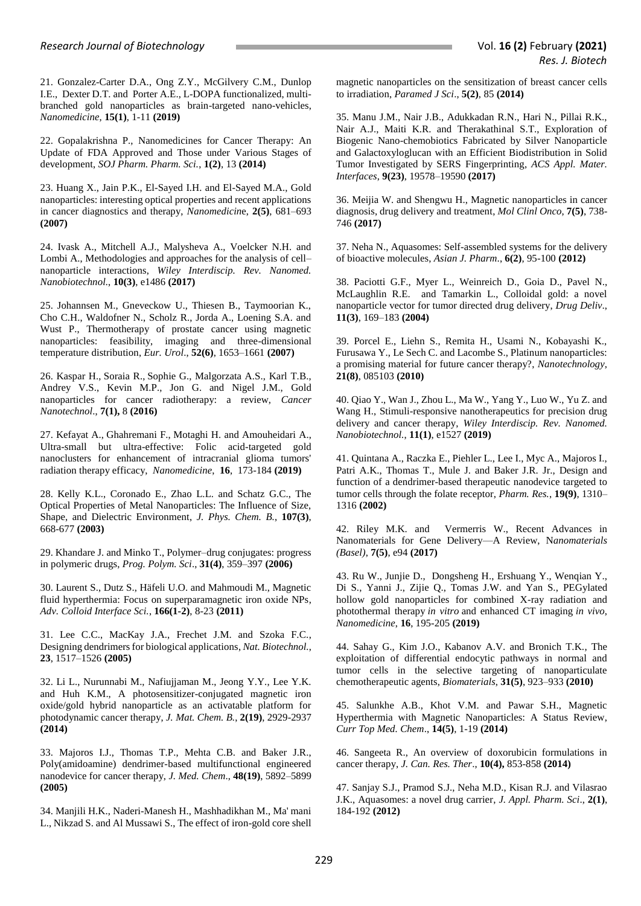21. Gonzalez-Carter D.A., Ong Z.Y., McGilvery C.M., Dunlop I.E., Dexter D.T. and Porter A.E., L-DOPA functionalized, multi-branched gold nanoparticles as brain-targeted nano-vehicles, *Nanomedicine*, **15(1)**, 1-11 **(2019)**

22. Gopalakrishna P., Nanomedicines for Cancer Therapy: An Update of FDA Approved and Those under Various Stages of development, *SOJ Pharm. Pharm. Sci.*, **1(2)**, 13 **(2014)**

23. Huang X., Jain P.K., El-Sayed I.H. and El-Sayed M.A., Gold nanoparticles: interesting optical properties and recent applications in cancer diagnostics and therapy, *Nanomedicine*, **2(5)**, 681–693 **(2007)**

24. Ivask A., Mitchell A.J., Malysheva A., Voelcker N.H. and Lombi A., Methodologies and approaches for the analysis of cell–nanoparticle interactions, *Wiley Interdiscip. Rev. Nanomed. Nanobiotechnol.*, **10(3)**, e1486 **(2017)**

25. Johannsen M., Gneveckow U., Thiesen B., Taymoorian K., Cho C.H., Waldofner N., Scholz R., Jorda A., Loening S.A. and Wust P., Thermotherapy of prostate cancer using magnetic nanoparticles: feasibility, imaging and three-dimensional temperature distribution, *Eur. Urol*., **52(6)**, 1653–1661 **(2007)**

26. Kaspar H., Soraia R., Sophie G., Malgorzata A.S., Karl T.B., Andrey V.S., Kevin M.P., Jon G. and Nigel J.M., Gold nanoparticles for cancer radiotherapy: a review, *Cancer Nanotechnol*., **7(1),** 8 **(2016)**

27. Kefayat A., Ghahremani F., Motaghi H. and Amouheidari A., Ultra-small but ultra-effective: Folic acid-targeted gold nanoclusters for enhancement of intracranial glioma tumors' radiation therapy efficacy, *Nanomedicine*, **16**, 173-184 **(2019)**

28. Kelly K.L., Coronado E., Zhao L.L. and Schatz G.C., The Optical Properties of Metal Nanoparticles: The Influence of Size, Shape, and Dielectric Environment, *J. Phys. Chem. B.*, **107(3)**, 668-677 **(2003)**

29. Khandare J. and Minko T., Polymer–drug conjugates: progress in polymeric drugs, *Prog. Polym. Sci*., **31(4)**, 359–397 **(2006)**

30. Laurent S., Dutz S., Häfeli U.O. and Mahmoudi M., Magnetic fluid hyperthermia: Focus on superparamagnetic iron oxide NPs, *Adv. Colloid Interface Sci.*, **166(1-2)**, 8-23 **(2011)**

31. Lee C.C., MacKay J.A., Frechet J.M. and Szoka F.C., Designing dendrimers for biological applications, *Nat. Biotechnol.*, **23**, 1517–1526 **(2005)**

32. Li L., Nurunnabi M., Nafiujjaman M., Jeong Y.Y., Lee Y.K. and Huh K.M., A photosensitizer-conjugated magnetic iron oxide/gold hybrid nanoparticle as an activatable platform for photodynamic cancer therapy, *J. Mat. Chem. B.*, **2(19)**, 2929-2937 **(2014)**

33. Majoros I.J., Thomas T.P., Mehta C.B. and Baker J.R., Poly(amidoamine) dendrimer-based multifunctional engineered nanodevice for cancer therapy, *J. Med. Chem*., **48(19)**, 5892–5899 **(2005)**

34. Manjili H.K., Naderi-Manesh H., Mashhadikhan M., Ma' mani L., Nikzad S. and Al Mussawi S., The effect of iron-gold core shell magnetic nanoparticles on the sensitization of breast cancer cells to irradiation, *Paramed J Sci*., **5(2)**, 85 **(2014)**

35. Manu J.M., Nair J.B., Adukkadan R.N., Hari N., Pillai R.K., Nair A.J., Maiti K.R. and Therakathinal S.T., Exploration of Biogenic Nano-chemobiotics Fabricated by Silver Nanoparticle and Galactoxyloglucan with an Efficient Biodistribution in Solid Tumor Investigated by SERS Fingerprinting, *ACS Appl. Mater. Interfaces*, **9(23)**, 19578–19590 **(2017)**

36. Meijia W. and Shengwu H., Magnetic nanoparticles in cancer diagnosis, drug delivery and treatment, *Mol Clinl Onco*, **7(5)**, 738-746 **(2017)**

37. Neha N., Aquasomes: Self-assembled systems for the delivery of bioactive molecules, *Asian J. Pharm*., **6(2)**, 95-100 **(2012)**

38. Paciotti G.F., Myer L., Weinreich D., Goia D., Pavel N., McLaughlin R.E. and Tamarkin L., Colloidal gold: a novel nanoparticle vector for tumor directed drug delivery, *Drug Deliv*., **11(3)**, 169–183 **(2004)**

39. Porcel E., Liehn S., Remita H., Usami N., Kobayashi K., Furusawa Y., Le Sech C. and Lacombe S., Platinum nanoparticles: a promising material for future cancer therapy?, *Nanotechnology*, **21(8)**, 085103 **(2010)**

40. Qiao Y., Wan J., Zhou L., Ma W., Yang Y., Luo W., Yu Z. and Wang H., Stimuli-responsive nanotherapeutics for precision drug delivery and cancer therapy, *Wiley Interdiscip. Rev. Nanomed. Nanobiotechnol.*, **11(1)**, e1527 **(2019)**

41. Quintana A., Raczka E., Piehler L., Lee I., Myc A., Majoros I., Patri A.K., Thomas T., Mule J. and Baker J.R. Jr., Design and function of a dendrimer-based therapeutic nanodevice targeted to tumor cells through the folate receptor, *Pharm. Res.*, **19(9)**, 1310–1316 **(2002)**

42. Riley M.K. and Vermerris W., Recent Advances in Nanomaterials for Gene Delivery—A Review, N*anomaterials (Basel)*, **7(5)**, e94 **(2017)**

43. Ru W., Junjie D., Dongsheng H., Ershuang Y., Wenqian Y., Di S., Yanni J., Zijie Q., Tomas J.W. and Yan S., PEGylated hollow gold nanoparticles for combined X-ray radiation and photothermal therapy *in vitro* and enhanced CT imaging *in vivo*, *Nanomedicine*, **16**, 195-205 **(2019)**

44. Sahay G., Kim J.O., Kabanov A.V. and Bronich T.K., The exploitation of differential endocytic pathways in normal and tumor cells in the selective targeting of nanoparticulate chemotherapeutic agents, *Biomaterials*, **31(5)**, 923–933 **(2010)**

45. Salunkhe A.B., Khot V.M. and Pawar S.H., Magnetic Hyperthermia with Magnetic Nanoparticles: A Status Review, *Curr Top Med. Chem*., **14(5)**, 1-19 **(2014)**

46. Sangeeta R., An overview of doxorubicin formulations in cancer therapy, *J. Can. Res. Ther*., **10(4),** 853-858 **(2014)**

47. Sanjay S.J., Pramod S.J., Neha M.D., Kisan R.J. and Vilasrao J.K., Aquasomes: a novel drug carrier, *J. Appl. Pharm. Sci*., **2(1)**, 184-192 **(2012)**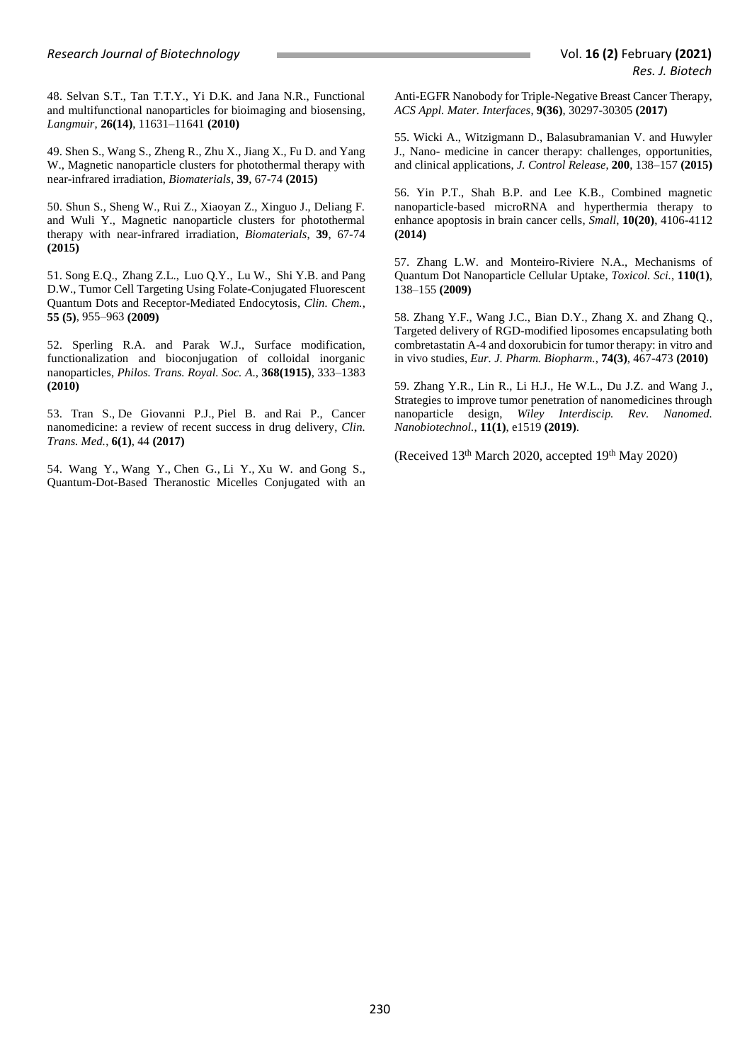48. Selvan S.T., Tan T.T.Y., Yi D.K. and Jana N.R., Functional and multifunctional nanoparticles for bioimaging and biosensing, *Langmuir*, **26(14)**, 11631–11641 **(2010)**

49. Shen S., Wang S., Zheng R., Zhu X., Jiang X., Fu D. and Yang W., Magnetic nanoparticle clusters for photothermal therapy with near-infrared irradiation, *Biomaterials*, **39**, 67-74 **(2015)**

50. Shun S., Sheng W., Rui Z., Xiaoyan Z., Xinguo J., Deliang F. and Wuli Y., Magnetic nanoparticle clusters for photothermal therapy with near-infrared irradiation, *Biomaterials*, **39**, 67-74 **(2015)**

51. Song E.Q., Zhang Z.L., Luo Q.Y., Lu W., Shi Y.B. and Pang D.W., Tumor Cell Targeting Using Folate-Conjugated Fluorescent Quantum Dots and Receptor-Mediated Endocytosis, *Clin. Chem.*, **55 (5)**, 955–963 **(2009)**

52. Sperling R.A. and Parak W.J., Surface modification, functionalization and bioconjugation of colloidal inorganic nanoparticles, *Philos. Trans. Royal. Soc. A.*, **368(1915)**, 333–1383 **(2010)**

53. Tran S., De Giovanni P.J., Piel B. and Rai P., Cancer nanomedicine: a review of recent success in drug delivery, *Clin. Trans. Med.*, **6(1)**, 44 **(2017)**

54. Wang Y., Wang Y., Chen G., Li Y., Xu W. and Gong S., Quantum-Dot-Based Theranostic Micelles Conjugated with an Anti-EGFR Nanobody for Triple-Negative Breast Cancer Therapy, *ACS Appl. Mater. Interfaces*, **9(36)**, 30297-30305 **(2017)**

55. Wicki A., Witzigmann D., Balasubramanian V. and Huwyler J., Nano- medicine in cancer therapy: challenges, opportunities, and clinical applications, *J. Control Release*, **200**, 138–157 **(2015)**

56. Yin P.T., Shah B.P. and Lee K.B., Combined magnetic nanoparticle-based microRNA and hyperthermia therapy to enhance apoptosis in brain cancer cells, *Small*, **10(20)**, 4106-4112 **(2014)**

57. Zhang L.W. and Monteiro-Riviere N.A., Mechanisms of Quantum Dot Nanoparticle Cellular Uptake, *Toxicol. Sci.*, **110(1)**, 138–155 **(2009)**

58. Zhang Y.F., Wang J.C., Bian D.Y., Zhang X. and Zhang Q., Targeted delivery of RGD-modified liposomes encapsulating both combretastatin A-4 and doxorubicin for tumor therapy: in vitro and in vivo studies, *Eur. J. Pharm. Biopharm.*, **74(3)**, 467-473 **(2010)**

59. Zhang Y.R., Lin R., Li H.J., He W.L., Du J.Z. and Wang J., Strategies to improve tumor penetration of nanomedicines through nanoparticle design, *Wiley Interdiscip. Rev. Nanomed. Nanobiotechnol.*, **11(1)**, e1519 **(2019)**.

(Received 13th March 2020, accepted 19th May 2020)